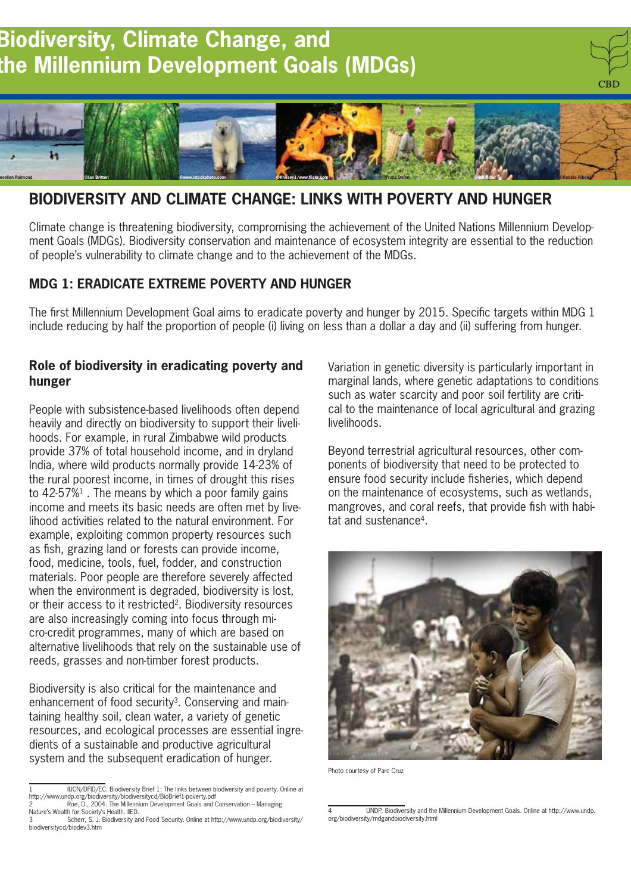# Biodiversity, Climate Change, and the Millennium Development Goals (MDGs)

## BIODIVERSITY AND CLIMATE CHANGE: LINKS WITH POVERTY AND HUNGER

Climate change is threatening biodiversity, compromising the achievement of the United Nations Millennium Development Goals (MDGs). Biodiversity conservation and maintenance of ecosystem integrity are essential to the reduction of people's vulnerability to climate change and to the achievement of the MDGs.

### MDG 1: ERADICATE EXTREME POVERTY AND HUNGER

The first Millennium Development Goal aims to eradicate poverty and hunger by 2015. Specific targets within MDG 1 include reducing by half the proportion of people (i) living on less than a dollar a day and (ii) suffering from hunger.

#### Role of biodiversity in eradicating poverty and hunger

People with subsistence-based livelihoods often depend heavily and directly on biodiversity to support their livelihoods. For example, in rural Zimbabwe wild products provide 37% of total household income, and in dryland India, where wild products normally provide 14-23% of the rural poorest income, in times of drought this rises to 42-57%[1]. The means by which a poor family gains income and meets its basic needs are often met by livelihood activities related to the natural environment. For example, exploiting common property resources such as fish, grazing land or forests can provide income, food, medicine, tools, fuel, fodder, and construction materials. Poor people are therefore severely affected when the environment is degraded, biodiversity is lost, or their access to it restricted[2]. Biodiversity resources are also increasingly coming into focus through micro-credit programmes, many of which are based on alternative livelihoods that rely on the sustainable use of reeds, grasses and non-timber forest products.

Biodiversity is also critical for the maintenance and enhancement of food security[3]. Conserving and maintaining healthy soil, clean water, a variety of genetic resources, and ecological processes are essential ingredients of a sustainable and productive agricultural system and the subsequent eradication of hunger.

Variation in genetic diversity is particularly important in marginal lands, where genetic adaptations to conditions such as water scarcity and poor soil fertility are critical to the maintenance of local agricultural and grazing livelihoods.

Beyond terrestrial agricultural resources, other components of biodiversity that need to be protected to ensure food security include fisheries, which depend on the maintenance of ecosystems, such as wetlands, mangroves, and coral reefs, that provide fish with habitat and sustenance[4].

Photo courtesy of Parc Cruz

---

1 IUCN/DFID/EC. Biodiversity Brief 1: The links between biodiversity and poverty. Online at http://www.undp.org/biodiversity/biodiversitycd/BioBrief1-poverty.pdf

2 Roe, D., 2004. The Millennium Development Goals and Conservation – Managing Nature's Wealth for Society's Health. IIED.

3 Scherr, S. J. Biodiversity and Food Security. Online at http://www.undp.org/biodiversity/biodiversitycd/biodev3.htm

4 UNDP. Biodiversity and the Millennium Development Goals. Online at http://www.undp.org/biodiversity/mdgandbiodiversity.html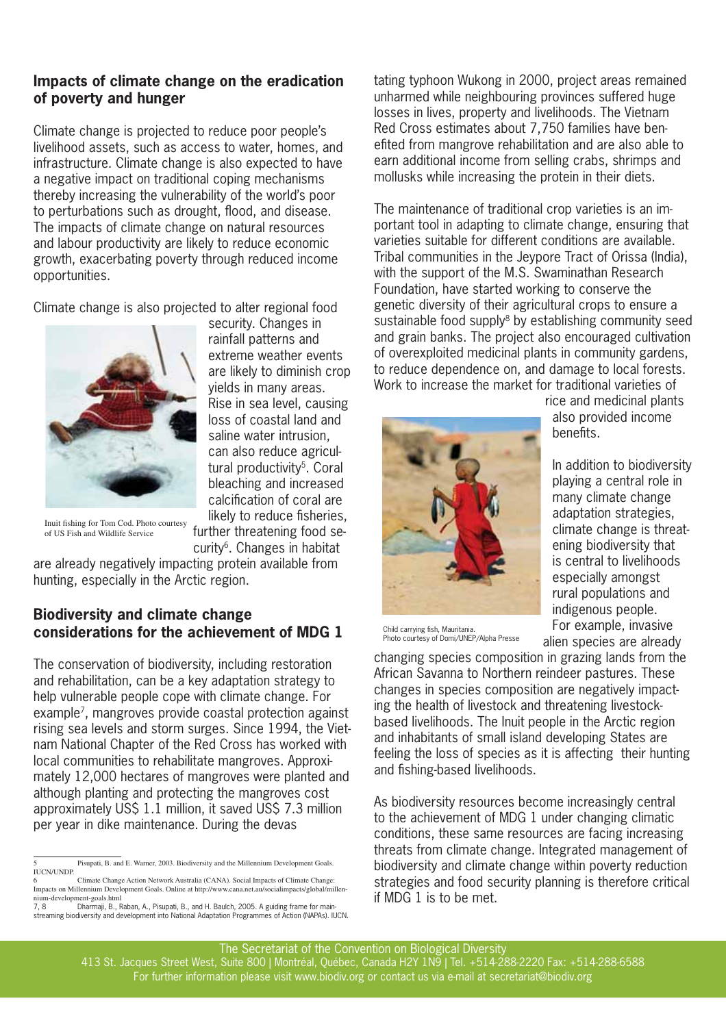## Impacts of climate change on the eradication of poverty and hunger

Climate change is projected to reduce poor people's livelihood assets, such as access to water, homes, and infrastructure. Climate change is also expected to have a negative impact on traditional coping mechanisms thereby increasing the vulnerability of the world's poor to perturbations such as drought, flood, and disease. The impacts of climate change on natural resources and labour productivity are likely to reduce economic growth, exacerbating poverty through reduced income opportunities.

Climate change is also projected to alter regional food security. Changes in rainfall patterns and extreme weather events are likely to diminish crop yields in many areas. Rise in sea level, causing loss of coastal land and saline water intrusion, can also reduce agricultural productivity[5]. Coral bleaching and increased calcification of coral are likely to reduce fisheries, further threatening food security[6]. Changes in habitat are already negatively impacting protein available from hunting, especially in the Arctic region.

Inuit fishing for Tom Cod. Photo courtesy of US Fish and Wildlife Service

## Biodiversity and climate change considerations for the achievement of MDG 1

The conservation of biodiversity, including restoration and rehabilitation, can be a key adaptation strategy to help vulnerable people cope with climate change. For example[7], mangroves provide coastal protection against rising sea levels and storm surges. Since 1994, the Vietnam National Chapter of the Red Cross has worked with local communities to rehabilitate mangroves. Approximately 12,000 hectares of mangroves were planted and although planting and protecting the mangroves cost approximately US$ 1.1 million, it saved US$ 7.3 million per year in dike maintenance. During the devastating typhoon Wukong in 2000, project areas remained unharmed while neighbouring provinces suffered huge losses in lives, property and livelihoods. The Vietnam Red Cross estimates about 7,750 families have benefited from mangrove rehabilitation and are also able to earn additional income from selling crabs, shrimps and mollusks while increasing the protein in their diets.

The maintenance of traditional crop varieties is an important tool in adapting to climate change, ensuring that varieties suitable for different conditions are available. Tribal communities in the Jeypore Tract of Orissa (India), with the support of the M.S. Swaminathan Research Foundation, have started working to conserve the genetic diversity of their agricultural crops to ensure a sustainable food supply[8] by establishing community seed and grain banks. The project also encouraged cultivation of overexploited medicinal plants in community gardens, to reduce dependence on, and damage to local forests. Work to increase the market for traditional varieties of rice and medicinal plants also provided income benefits.

Child carrying fish, Mauritania. Photo courtesy of Domi/UNEP/Alpha Presse

In addition to biodiversity playing a central role in many climate change adaptation strategies, climate change is threatening biodiversity that is central to livelihoods especially amongst rural populations and indigenous people. For example, invasive alien species are already changing species composition in grazing lands from the African Savanna to Northern reindeer pastures. These changes in species composition are negatively impacting the health of livestock and threatening livestock-based livelihoods. The Inuit people in the Arctic region and inhabitants of small island developing States are feeling the loss of species as it is affecting their hunting and fishing-based livelihoods.

As biodiversity resources become increasingly central to the achievement of MDG 1 under changing climatic conditions, these same resources are facing increasing threats from climate change. Integrated management of biodiversity and climate change within poverty reduction strategies and food security planning is therefore critical if MDG 1 is to be met.

---

5 Pisupati, B. and E. Warner, 2003. Biodiversity and the Millennium Development Goals. IUCN/UNDP.

6 Climate Change Action Network Australia (CANA). Social Impacts of Climate Change: Impacts on Millennium Development Goals. Online at http://www.cana.net.au/socialimpacts/global/millennium-development-goals.html

7, 8 Dharmaji, B., Raban, A., Pisupati, B., and H. Baulch, 2005. A guiding frame for mainstreaming biodiversity and development into National Adaptation Programmes of Action (NAPAs). IUCN.

The Secretariat of the Convention on Biological Diversity
413 St. Jacques Street West, Suite 800 | Montréal, Québec, Canada H2Y 1N9 | Tel. +514-288-2220 Fax: +514-288-6588
For further information please visit www.biodiv.org or contact us via e-mail at secretariat@biodiv.org